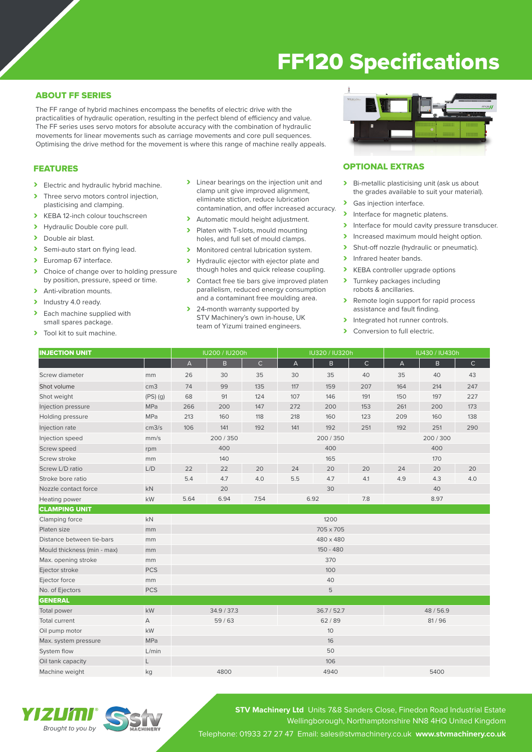# FF120 Specifications

## ABOUT FF SERIES

The FF range of hybrid machines encompass the benefits of electric drive with the practicalities of hydraulic operation, resulting in the perfect blend of efficiency and value. The FF series uses servo motors for absolute accuracy with the combination of hydraulic movements for linear movements such as carriage movements and core pull sequences. Optimising the drive method for the movement is where this range of machine really appeals.

## FEATURES

- Electric and hydraulic hybrid machine.
- Three servo motors control injection, plasticising and clamping.
- KEBA 12-inch colour touchscreen
- Hydraulic Double core pull.
- Double air blast.
- Semi-auto start on flying lead.
- Euromap 67 interface.
- Choice of change over to holding pressure by position, pressure, speed or time.
- Anti-vibration mounts.
- Industry 4.0 ready.
- Each machine supplied with small spares package.
- Tool kit to suit machine.
- Linear bearings on the injection unit and clamp unit give improved alignment, eliminate stiction, reduce lubrication contamination, and offer increased accuracy.
- Automatic mould height adjustment.
- Platen with T-slots, mould mounting holes, and full set of mould clamps.
- Monitored central lubrication system.
- Hydraulic ejector with ejector plate and though holes and quick release coupling.
- Contact free tie bars give improved platen parallelism, reduced energy consumption and a contaminant free moulding area.
- 24-month warranty supported by STV Machinery's own in-house, UK team of Yizumi trained engineers.

## OPTIONAL EXTRAS

- Bi-metallic plasticising unit (ask us about the grades available to suit your material).
- Gas injection interface.
- Interface for magnetic platens.
- Interface for mould cavity pressure transducer.
- Increased maximum mould height option.
- Shut-off nozzle (hydraulic or pneumatic).
- Infrared heater bands.
- KEBA controller upgrade options
- Turnkey packages including robots & ancillaries.
- Remote login support for rapid process assistance and fault finding.
- Integrated hot runner controls.
- Conversion to full electric.

| INJECTION UNIT | | IU200 / IU200h | | | IU320 / IU320h | | | IU430 / IU430h | | |
|---|---|---|---|---|---|---|---|---|---|---|
| | | A | B | C | A | B | C | A | B | C |
| Screw diameter | mm | 26 | 30 | 35 | 30 | 35 | 40 | 35 | 40 | 43 |
| Shot volume | cm3 | 74 | 99 | 135 | 117 | 159 | 207 | 164 | 214 | 247 |
| Shot weight | (PS) (g) | 68 | 91 | 124 | 107 | 146 | 191 | 150 | 197 | 227 |
| Injection pressure | MPa | 266 | 200 | 147 | 272 | 200 | 153 | 261 | 200 | 173 |
| Holding pressure | MPa | 213 | 160 | 118 | 218 | 160 | 123 | 209 | 160 | 138 |
| Injection rate | cm3/s | 106 | 141 | 192 | 141 | 192 | 251 | 192 | 251 | 290 |
| Injection speed | mm/s | 200 / 350 | | | 200 / 350 | | | 200 / 300 | | |
| Screw speed | rpm | 400 | | | 400 | | | 400 | | |
| Screw stroke | mm | 140 | | | 165 | | | 170 | | |
| Screw L/D ratio | L/D | 22 | 22 | 20 | 24 | 20 | 20 | 24 | 20 | 20 |
| Stroke bore ratio | | 5.4 | 4.7 | 4.0 | 5.5 | 4.7 | 4.1 | 4.9 | 4.3 | 4.0 |
| Nozzle contact force | kN | 20 | | | 30 | | | 40 | | |
| Heating power | kW | 5.64 | 6.94 | 7.54 | 6.92 | | 7.8 | 8.97 | | |
| **CLAMPING UNIT** | | | | | | | | | | |
| Clamping force | kN | 1200 | | | | | | | | |
| Platen size | mm | 705 x 705 | | | | | | | | |
| Distance between tie-bars | mm | 480 x 480 | | | | | | | | |
| Mould thickness (min - max) | mm | 150 - 480 | | | | | | | | |
| Max. opening stroke | mm | 370 | | | | | | | | |
| Ejector stroke | PCS | 100 | | | | | | | | |
| Ejector force | mm | 40 | | | | | | | | |
| No. of Ejectors | PCS | 5 | | | | | | | | |
| **GENERAL** | | | | | | | | | | |
| Total power | kW | 34.9 / 37.3 | | | 36.7 / 52.7 | | | 48 / 56.9 | | |
| Total current | A | 59 / 63 | | | 62 / 89 | | | 81 / 96 | | |
| Oil pump motor | kW | 10 | | | | | | | | |
| Max. system pressure | MPa | 16 | | | | | | | | |
| System flow | L/min | 50 | | | | | | | | |
| Oil tank capacity | L | 106 | | | | | | | | |
| Machine weight | kg | 4800 | | | 4940 | | | 5400 | | |

YIZUMI® *Brought to you by* stv MACHINERY

**STV Machinery Ltd** Units 7&8 Sanders Close, Finedon Road Industrial Estate Wellingborough, Northamptonshire NN8 4HQ United Kingdom

Telephone: 01933 27 27 47 Email: sales@stvmachinery.co.uk **www.stvmachinery.co.uk**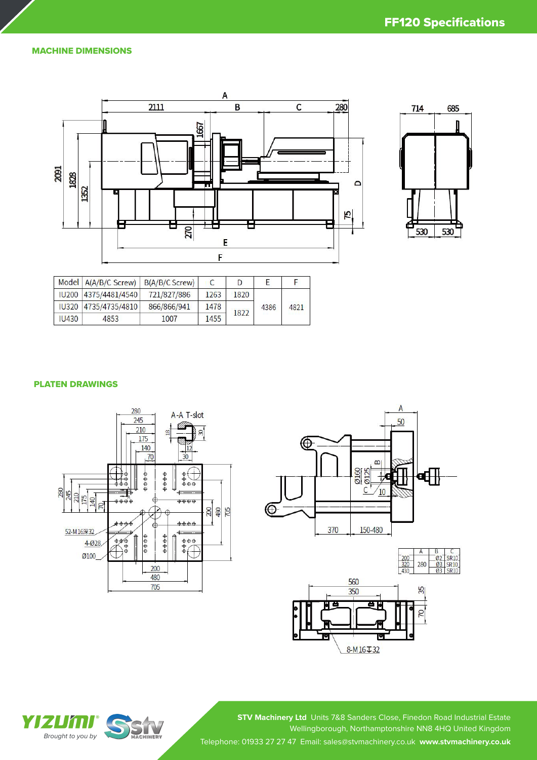## FF120 Specifications

### MACHINE DIMENSIONS

A
2111
B
C
280
714
685
2091
1828
1352
1667
D
75
270
E
F
530
530

| Model | A(A/B/C Screw) | B(A/B/C Screw) | C | D | E | F |
|---|---|---|---|---|---|---|
| IU200 | 4375/4481/4540 | 721/827/886 | 1263 | 1820 | 4386 | 4821 |
| IU320 | 4735/4735/4810 | 866/866/941 | 1478 | 1822 | | |
| IU430 | 4853 | 1007 | 1455 | | | |

### PLATEN DRAWINGS

280
245
210
175
140
70
A-A T-slot
18
30
12
30
280
245
210
175
140
70
200
480
705
52-M16深32
4-Ø28
Ø100
200
480
705

A
50
Ø160
Ø125
B
C
10
370
150-480

| | A | B | C |
|---|---|---|---|
| 200 | 280 | Ø2 | SR10 |
| 320 | | Ø3 | SR10 |
| 430 | | Ø3 | SR10 |

560
350
35
70
8-M16↧32

YIZUMI
Brought to you by
stv MACHINERY

**STV Machinery Ltd** Units 7&8 Sanders Close, Finedon Road Industrial Estate
Wellingborough, Northamptonshire NN8 4HQ United Kingdom
Telephone: 01933 27 27 47 Email: sales@stvmachinery.co.uk **www.stvmachinery.co.uk**